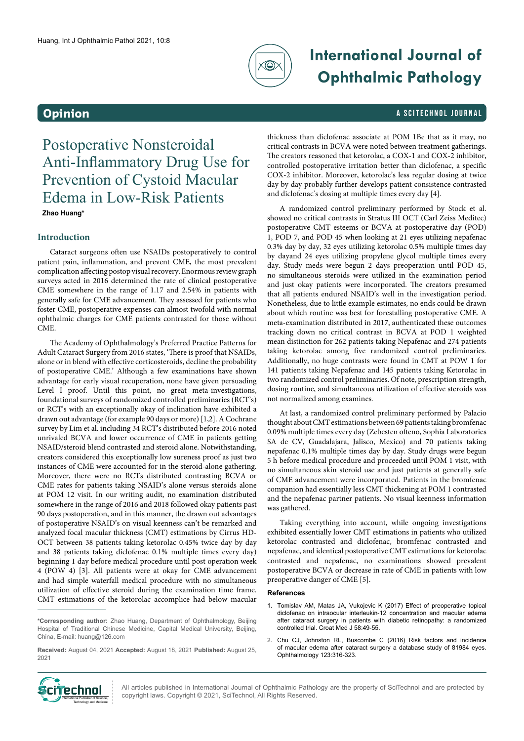**Opinion**

# Postoperative Nonsteroidal Anti-Inflammatory Drug Use for Prevention of Cystoid Macular Edema in Low-Risk Patients

**Zhao Huang***

## Introduction

Cataract surgeons often use NSAIDs postoperatively to control patient pain, inflammation, and prevent CME, the most prevalent complication affecting postop visual recovery. Enormous review graph surveys acted in 2016 determined the rate of clinical postoperative CME somewhere in the range of 1.17 and 2.54% in patients with generally safe for CME advancement. They assessed for patients who foster CME, postoperative expenses can almost twofold with normal ophthalmic charges for CME patients contrasted for those without CME.

The Academy of Ophthalmology's Preferred Practice Patterns for Adult Cataract Surgery from 2016 states, 'There is proof that NSAIDs, alone or in blend with effective corticosteroids, decline the probability of postoperative CME.' Although a few examinations have shown advantage for early visual recuperation, none have given persuading Level I proof. Until this point, no great meta-investigations, foundational surveys of randomized controlled preliminaries (RCT's) or RCT's with an exceptionally okay of inclination have exhibited a drawn out advantage (for example 90 days or more) [1,2]. A Cochrane survey by Lim et al. including 34 RCT's distributed before 2016 noted unrivaled BCVA and lower occurrence of CME in patients getting NSAID/steroid blend contrasted and steroid alone. Notwithstanding, creators considered this exceptionally low sureness proof as just two instances of CME were accounted for in the steroid-alone gathering. Moreover, there were no RCTs distributed contrasting BCVA or CME rates for patients taking NSAID's alone versus steroids alone at POM 12 visit. In our writing audit, no examination distributed somewhere in the range of 2016 and 2018 followed okay patients past 90 days postoperation, and in this manner, the drawn out advantages of postoperative NSAID's on visual keenness can't be remarked and analyzed focal macular thickness (CMT) estimations by Cirrus HD-OCT between 38 patients taking ketorolac 0.45% twice day by day and 38 patients taking diclofenac 0.1% multiple times every day) beginning 1 day before medical procedure until post operation week 4 (POW 4) [3]. All patients were at okay for CME advancement and had simple waterfall medical procedure with no simultaneous utilization of effective steroid during the examination time frame. CMT estimations of the ketorolac accomplice had below macular thickness than diclofenac associate at POM 1Be that as it may, no critical contrasts in BCVA were noted between treatment gatherings. The creators reasoned that ketorolac, a COX-1 and COX-2 inhibitor, controlled postoperative irritation better than diclofenac, a specific COX-2 inhibitor. Moreover, ketorolac's less regular dosing at twice day by day probably further develops patient consistence contrasted and diclofenac's dosing at multiple times every day [4].

A randomized control preliminary performed by Stock et al. showed no critical contrasts in Stratus III OCT (Carl Zeiss Meditec) postoperative CMT esteems or BCVA at postoperative day (POD) 1, POD 7, and POD 45 when looking at 21 eyes utilizing nepafenac 0.3% day by day, 32 eyes utilizing ketorolac 0.5% multiple times day by dayand 24 eyes utilizing propylene glycol multiple times every day. Study meds were begun 2 days preoperation until POD 45, no simultaneous steroids were utilized in the examination period and just okay patients were incorporated. The creators presumed that all patients endured NSAID's well in the investigation period. Nonetheless, due to little example estimates, no ends could be drawn about which routine was best for forestalling postoperative CME. A meta-examination distributed in 2017, authenticated these outcomes tracking down no critical contrast in BCVA at POD 1 weighted mean distinction for 262 patients taking Nepafenac and 274 patients taking ketorolac among five randomized control preliminaries. Additionally, no huge contrasts were found in CMT at POW 1 for 141 patients taking Nepafenac and 145 patients taking Ketorolac in two randomized control preliminaries. Of note, prescription strength, dosing routine, and simultaneous utilization of effective steroids was not normalized among examines.

At last, a randomized control preliminary performed by Palacio thought about CMT estimations between 69 patients taking bromfenac 0.09% multiple times every day (Zebesten ofteno, Sophia Laboratories SA de CV, Guadalajara, Jalisco, Mexico) and 70 patients taking nepafenac 0.1% multiple times day by day. Study drugs were begun 5 h before medical procedure and proceeded until POM 1 visit, with no simultaneous skin steroid use and just patients at generally safe of CME advancement were incorporated. Patients in the bromfenac companion had essentially less CMT thickening at POM 1 contrasted and the nepafenac partner patients. No visual keenness information was gathered.

Taking everything into account, while ongoing investigations exhibited essentially lower CMT estimations in patients who utilized ketorolac contrasted and diclofenac, bromfenac contrasted and nepafenac, and identical postoperative CMT estimations for ketorolac contrasted and nepafenac, no examinations showed prevalent postoperative BCVA or decrease in rate of CME in patients with low preoperative danger of CME [5].

***Corresponding author:** Zhao Huang, Department of Ophthalmology, Beijing Hospital of Traditional Chinese Medicine, Capital Medical University, Beijing, China, E-mail: huang@126.com

**Received:** August 04, 2021 **Accepted:** August 18, 2021 **Published:** August 25, 2021

## References

1. Tomislav AM, Matas JA, Vukojevic K (2017) Effect of preoperative topical diclofenac on intraocular interleukin-12 concentration and macular edema after cataract surgery in patients with diabetic retinopathy: a randomized controlled trial. Croat Med J 58:49-55.
2. Chu CJ, Johnston RL, Buscombe C (2016) Risk factors and incidence of macular edema after cataract surgery a database study of 81984 eyes. Ophthalmology 123:316-323.

All articles published in International Journal of Ophthalmic Pathology are the property of SciTechnol and are protected by copyright laws. Copyright © 2021, SciTechnol, All Rights Reserved.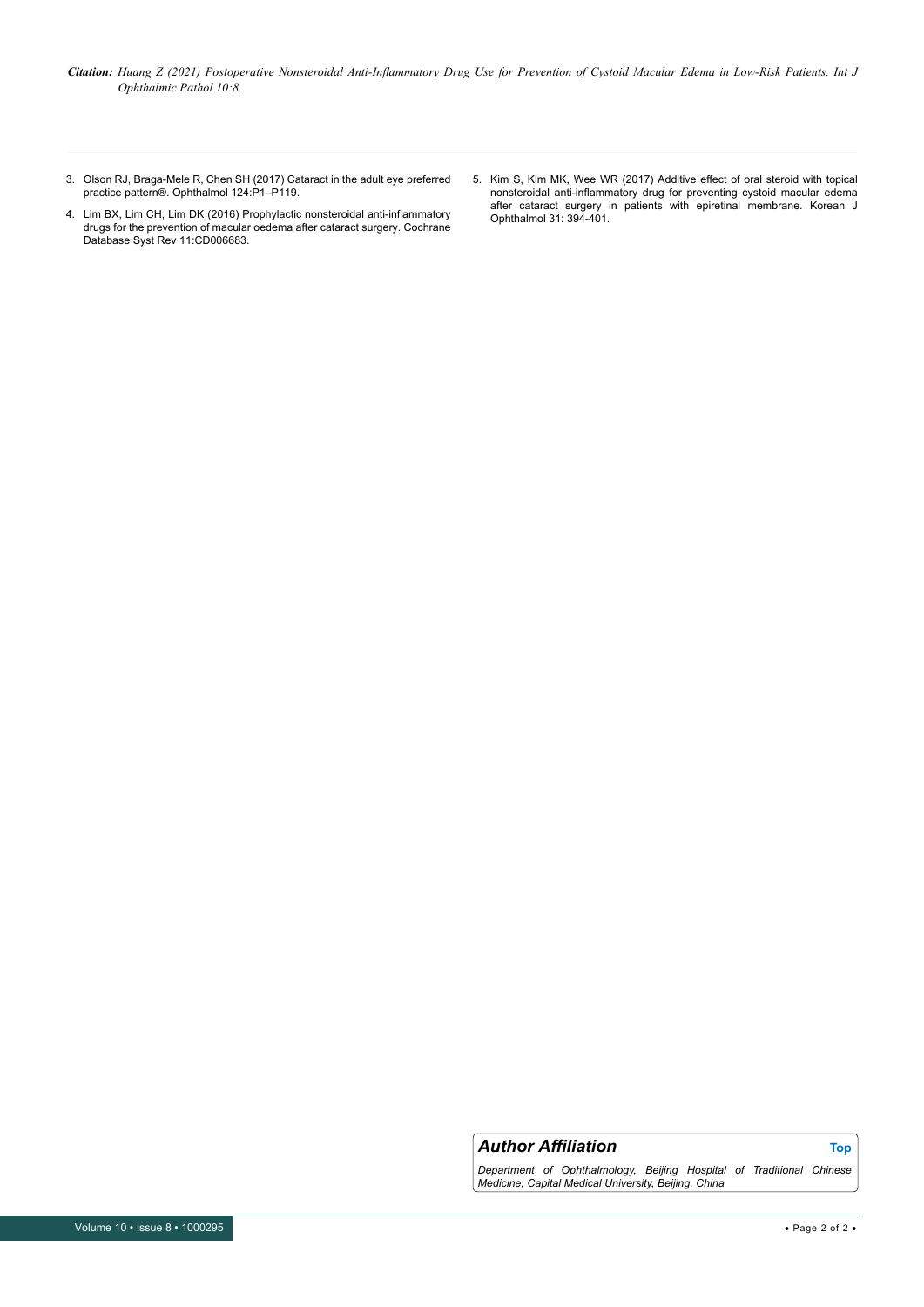3. Olson RJ, Braga-Mele R, Chen SH (2017) Cataract in the adult eye preferred practice pattern®. Ophthalmol 124:P1–P119.
4. Lim BX, Lim CH, Lim DK (2016) Prophylactic nonsteroidal anti-inflammatory drugs for the prevention of macular oedema after cataract surgery. Cochrane Database Syst Rev 11:CD006683.
5. Kim S, Kim MK, Wee WR (2017) Additive effect of oral steroid with topical nonsteroidal anti-inflammatory drug for preventing cystoid macular edema after cataract surgery in patients with epiretinal membrane. Korean J Ophthalmol 31: 394-401.

## *Author Affiliation*

*Department of Ophthalmology, Beijing Hospital of Traditional Chinese Medicine, Capital Medical University, Beijing, China*